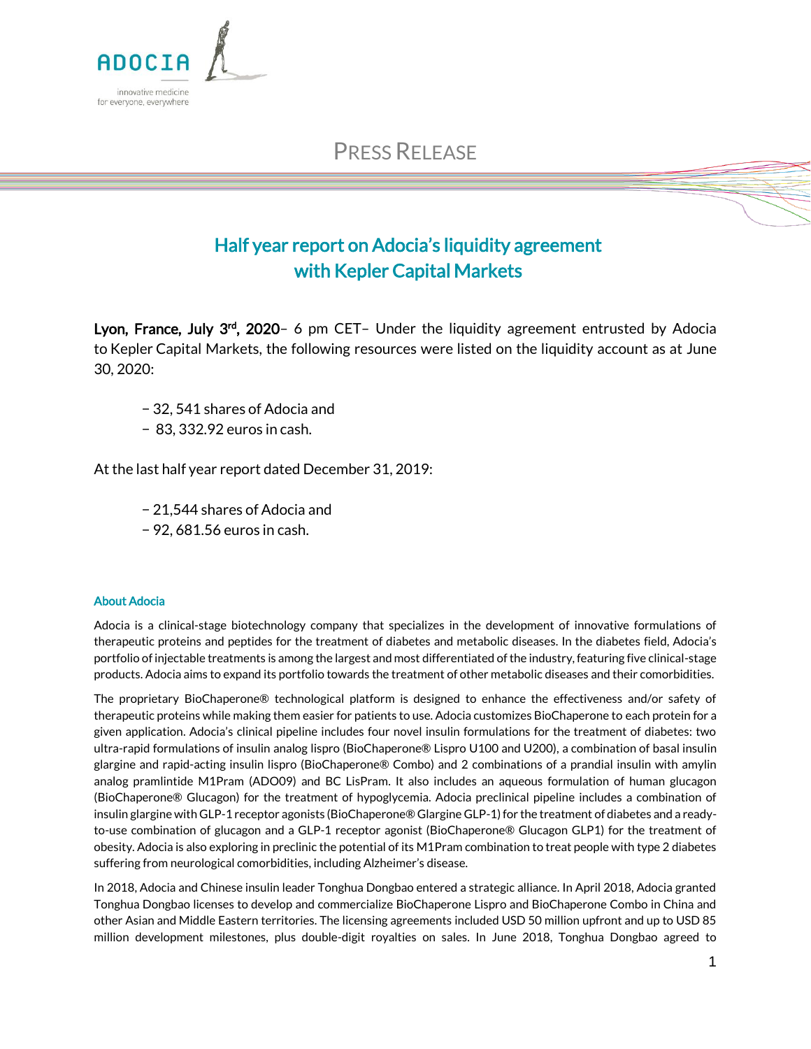ADOCIA

innovative medicine for everyone, everywhere

PRESS RELEASE

# Half year report on Adocia's liquidity agreement with Kepler Capital Markets

**Lyon, France, July 3rd, 2020**– 6 pm CET– Under the liquidity agreement entrusted by Adocia to Kepler Capital Markets, the following resources were listed on the liquidity account as at June 30, 2020:

- 32, 541 shares of Adocia and
- 83, 332.92 euros in cash.

At the last half year report dated December 31, 2019:

- 21,544 shares of Adocia and
- 92, 681.56 euros in cash.

### About Adocia

Adocia is a clinical-stage biotechnology company that specializes in the development of innovative formulations of therapeutic proteins and peptides for the treatment of diabetes and metabolic diseases. In the diabetes field, Adocia's portfolio of injectable treatments is among the largest and most differentiated of the industry, featuring five clinical-stage products. Adocia aims to expand its portfolio towards the treatment of other metabolic diseases and their comorbidities.

The proprietary BioChaperone® technological platform is designed to enhance the effectiveness and/or safety of therapeutic proteins while making them easier for patients to use. Adocia customizes BioChaperone to each protein for a given application. Adocia's clinical pipeline includes four novel insulin formulations for the treatment of diabetes: two ultra-rapid formulations of insulin analog lispro (BioChaperone® Lispro U100 and U200), a combination of basal insulin glargine and rapid-acting insulin lispro (BioChaperone® Combo) and 2 combinations of a prandial insulin with amylin analog pramlintide M1Pram (ADO09) and BC LisPram. It also includes an aqueous formulation of human glucagon (BioChaperone® Glucagon) for the treatment of hypoglycemia. Adocia preclinical pipeline includes a combination of insulin glargine with GLP-1 receptor agonists (BioChaperone® Glargine GLP-1) for the treatment of diabetes and a ready-to-use combination of glucagon and a GLP-1 receptor agonist (BioChaperone® Glucagon GLP1) for the treatment of obesity. Adocia is also exploring in preclinic the potential of its M1Pram combination to treat people with type 2 diabetes suffering from neurological comorbidities, including Alzheimer's disease.

In 2018, Adocia and Chinese insulin leader Tonghua Dongbao entered a strategic alliance. In April 2018, Adocia granted Tonghua Dongbao licenses to develop and commercialize BioChaperone Lispro and BioChaperone Combo in China and other Asian and Middle Eastern territories. The licensing agreements included USD 50 million upfront and up to USD 85 million development milestones, plus double-digit royalties on sales. In June 2018, Tonghua Dongbao agreed to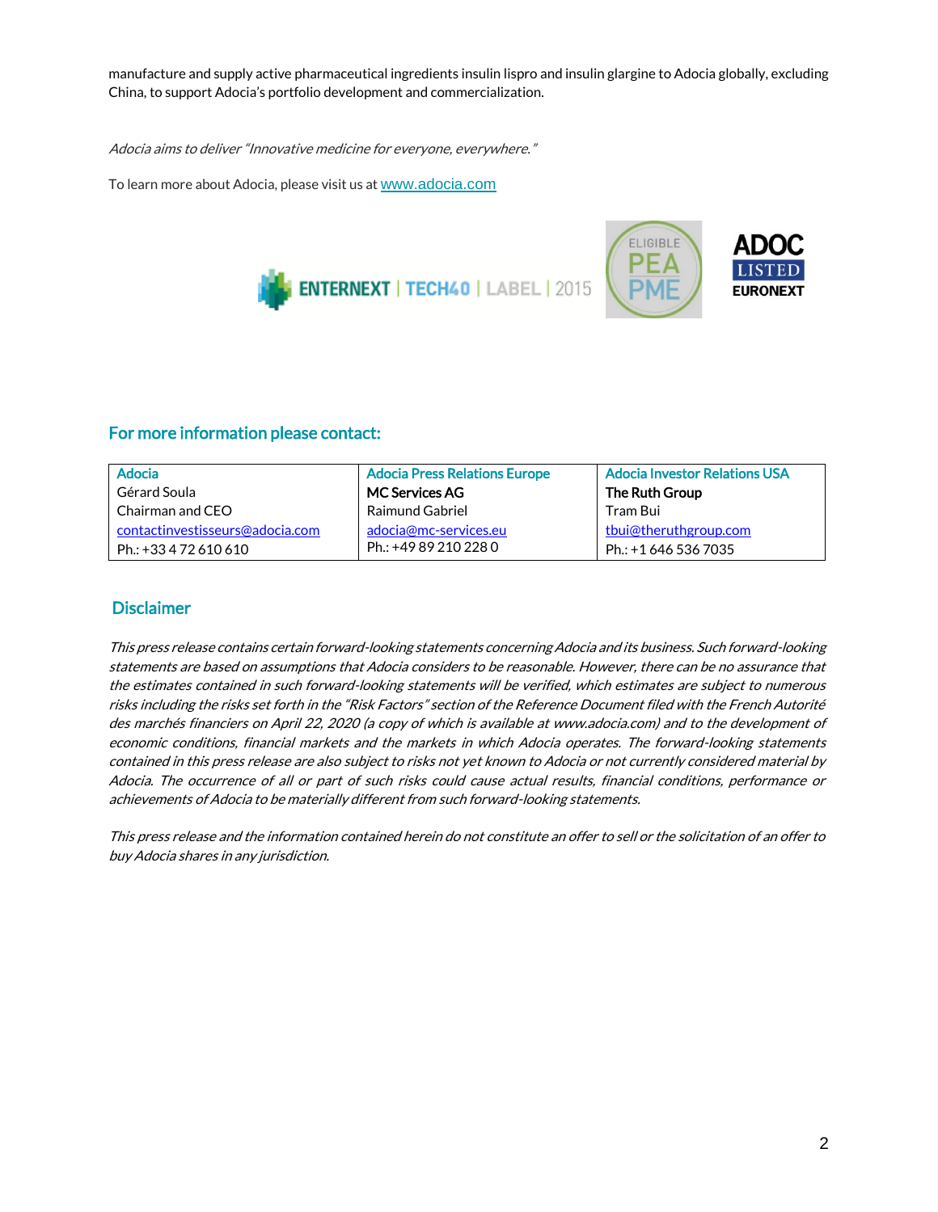manufacture and supply active pharmaceutical ingredients insulin lispro and insulin glargine to Adocia globally, excluding China, to support Adocia's portfolio development and commercialization.

*Adocia aims to deliver "Innovative medicine for everyone, everywhere."*

To learn more about Adocia, please visit us at [www.adocia.com](http://www.adocia.com)

ENTERNEXT | TECH40 | LABEL | 2015

ELIGIBLE PEA PME

ADOC LISTED EURONEXT

## For more information please contact:

| | | |
|---|---|---|
| **Adocia** | **Adocia Press Relations Europe** | **Adocia Investor Relations USA** |
| Gérard Soula | **MC Services AG** | **The Ruth Group** |
| Chairman and CEO | Raimund Gabriel | Tram Bui |
| contactinvestisseurs@adocia.com | adocia@mc-services.eu | tbui@theruthgroup.com |
| Ph.: +33 4 72 610 610 | Ph.: +49 89 210 228 0 | Ph.: +1 646 536 7035 |

## Disclaimer

*This press release contains certain forward-looking statements concerning Adocia and its business. Such forward-looking statements are based on assumptions that Adocia considers to be reasonable. However, there can be no assurance that the estimates contained in such forward-looking statements will be verified, which estimates are subject to numerous risks including the risks set forth in the "Risk Factors" section of the Reference Document filed with the French Autorité des marchés financiers on April 22, 2020 (a copy of which is available at www.adocia.com) and to the development of economic conditions, financial markets and the markets in which Adocia operates. The forward-looking statements contained in this press release are also subject to risks not yet known to Adocia or not currently considered material by Adocia. The occurrence of all or part of such risks could cause actual results, financial conditions, performance or achievements of Adocia to be materially different from such forward-looking statements.*

*This press release and the information contained herein do not constitute an offer to sell or the solicitation of an offer to buy Adocia shares in any jurisdiction.*